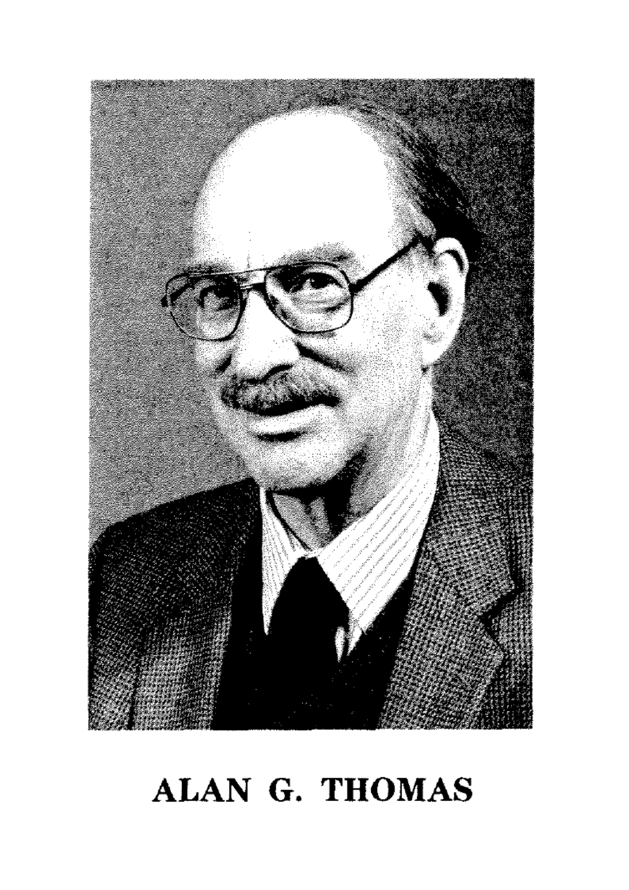**ALAN G. THOMAS**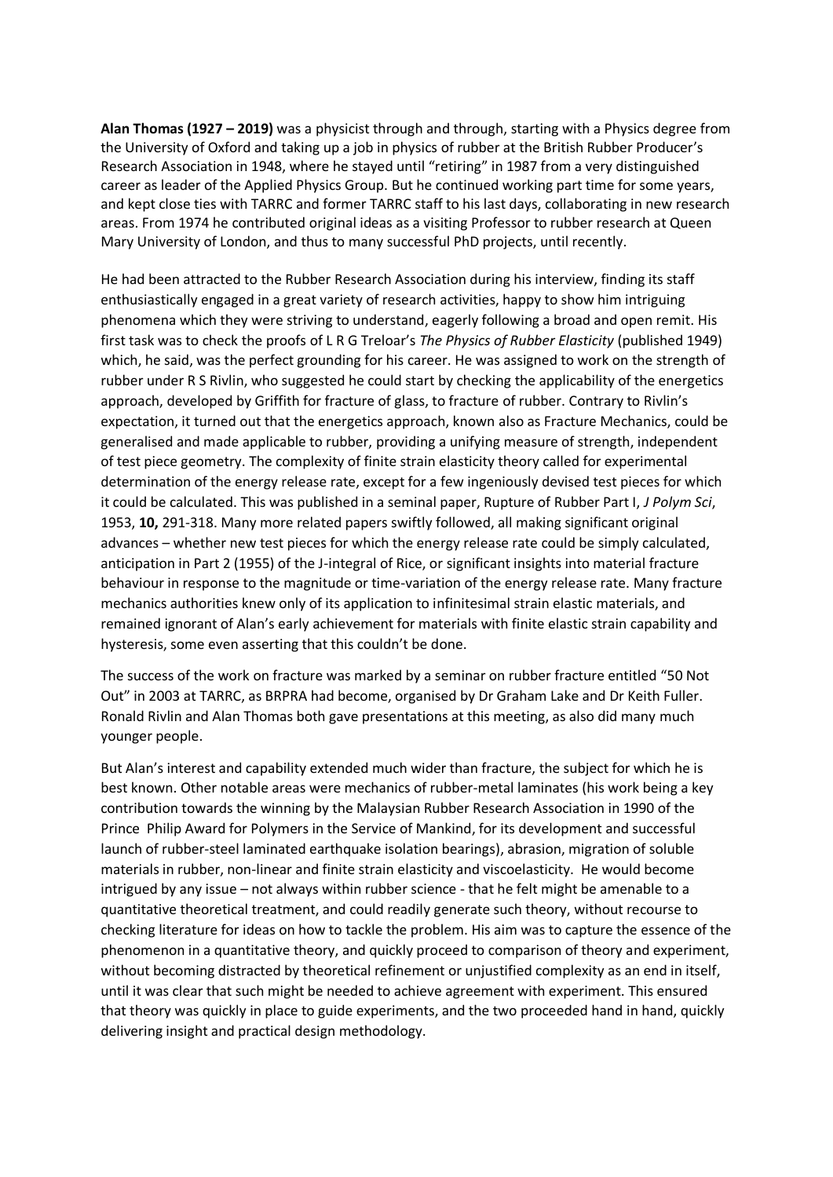**Alan Thomas (1927 – 2019)** was a physicist through and through, starting with a Physics degree from the University of Oxford and taking up a job in physics of rubber at the British Rubber Producer's Research Association in 1948, where he stayed until "retiring" in 1987 from a very distinguished career as leader of the Applied Physics Group. But he continued working part time for some years, and kept close ties with TARRC and former TARRC staff to his last days, collaborating in new research areas. From 1974 he contributed original ideas as a visiting Professor to rubber research at Queen Mary University of London, and thus to many successful PhD projects, until recently.

He had been attracted to the Rubber Research Association during his interview, finding its staff enthusiastically engaged in a great variety of research activities, happy to show him intriguing phenomena which they were striving to understand, eagerly following a broad and open remit. His first task was to check the proofs of L R G Treloar's *The Physics of Rubber Elasticity* (published 1949) which, he said, was the perfect grounding for his career. He was assigned to work on the strength of rubber under R S Rivlin, who suggested he could start by checking the applicability of the energetics approach, developed by Griffith for fracture of glass, to fracture of rubber. Contrary to Rivlin's expectation, it turned out that the energetics approach, known also as Fracture Mechanics, could be generalised and made applicable to rubber, providing a unifying measure of strength, independent of test piece geometry. The complexity of finite strain elasticity theory called for experimental determination of the energy release rate, except for a few ingeniously devised test pieces for which it could be calculated. This was published in a seminal paper, Rupture of Rubber Part I, *J Polym Sci*, 1953, **10,** 291-318. Many more related papers swiftly followed, all making significant original advances – whether new test pieces for which the energy release rate could be simply calculated, anticipation in Part 2 (1955) of the J-integral of Rice, or significant insights into material fracture behaviour in response to the magnitude or time-variation of the energy release rate. Many fracture mechanics authorities knew only of its application to infinitesimal strain elastic materials, and remained ignorant of Alan's early achievement for materials with finite elastic strain capability and hysteresis, some even asserting that this couldn't be done.

The success of the work on fracture was marked by a seminar on rubber fracture entitled "50 Not Out" in 2003 at TARRC, as BRPRA had become, organised by Dr Graham Lake and Dr Keith Fuller. Ronald Rivlin and Alan Thomas both gave presentations at this meeting, as also did many much younger people.

But Alan's interest and capability extended much wider than fracture, the subject for which he is best known. Other notable areas were mechanics of rubber-metal laminates (his work being a key contribution towards the winning by the Malaysian Rubber Research Association in 1990 of the Prince Philip Award for Polymers in the Service of Mankind, for its development and successful launch of rubber-steel laminated earthquake isolation bearings), abrasion, migration of soluble materials in rubber, non-linear and finite strain elasticity and viscoelasticity. He would become intrigued by any issue – not always within rubber science - that he felt might be amenable to a quantitative theoretical treatment, and could readily generate such theory, without recourse to checking literature for ideas on how to tackle the problem. His aim was to capture the essence of the phenomenon in a quantitative theory, and quickly proceed to comparison of theory and experiment, without becoming distracted by theoretical refinement or unjustified complexity as an end in itself, until it was clear that such might be needed to achieve agreement with experiment. This ensured that theory was quickly in place to guide experiments, and the two proceeded hand in hand, quickly delivering insight and practical design methodology.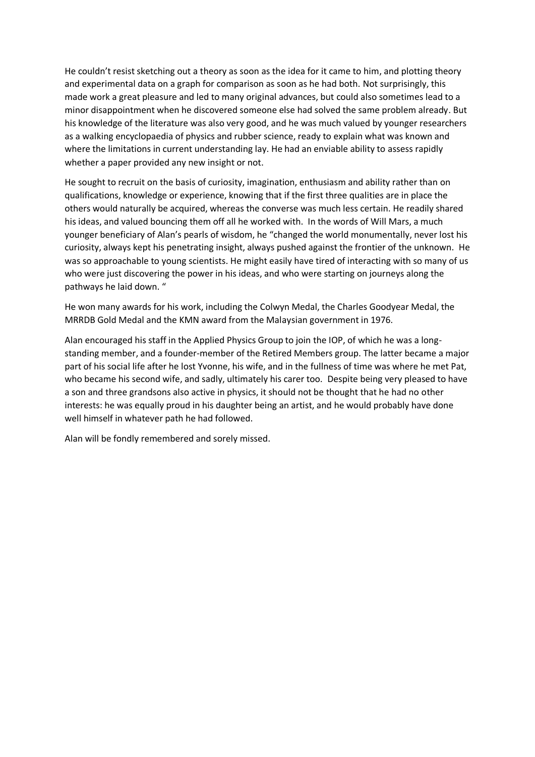He couldn't resist sketching out a theory as soon as the idea for it came to him, and plotting theory and experimental data on a graph for comparison as soon as he had both. Not surprisingly, this made work a great pleasure and led to many original advances, but could also sometimes lead to a minor disappointment when he discovered someone else had solved the same problem already. But his knowledge of the literature was also very good, and he was much valued by younger researchers as a walking encyclopaedia of physics and rubber science, ready to explain what was known and where the limitations in current understanding lay. He had an enviable ability to assess rapidly whether a paper provided any new insight or not.

He sought to recruit on the basis of curiosity, imagination, enthusiasm and ability rather than on qualifications, knowledge or experience, knowing that if the first three qualities are in place the others would naturally be acquired, whereas the converse was much less certain. He readily shared his ideas, and valued bouncing them off all he worked with. In the words of Will Mars, a much younger beneficiary of Alan's pearls of wisdom, he "changed the world monumentally, never lost his curiosity, always kept his penetrating insight, always pushed against the frontier of the unknown. He was so approachable to young scientists. He might easily have tired of interacting with so many of us who were just discovering the power in his ideas, and who were starting on journeys along the pathways he laid down. "

He won many awards for his work, including the Colwyn Medal, the Charles Goodyear Medal, the MRRDB Gold Medal and the KMN award from the Malaysian government in 1976.

Alan encouraged his staff in the Applied Physics Group to join the IOP, of which he was a long-standing member, and a founder-member of the Retired Members group. The latter became a major part of his social life after he lost Yvonne, his wife, and in the fullness of time was where he met Pat, who became his second wife, and sadly, ultimately his carer too. Despite being very pleased to have a son and three grandsons also active in physics, it should not be thought that he had no other interests: he was equally proud in his daughter being an artist, and he would probably have done well himself in whatever path he had followed.

Alan will be fondly remembered and sorely missed.